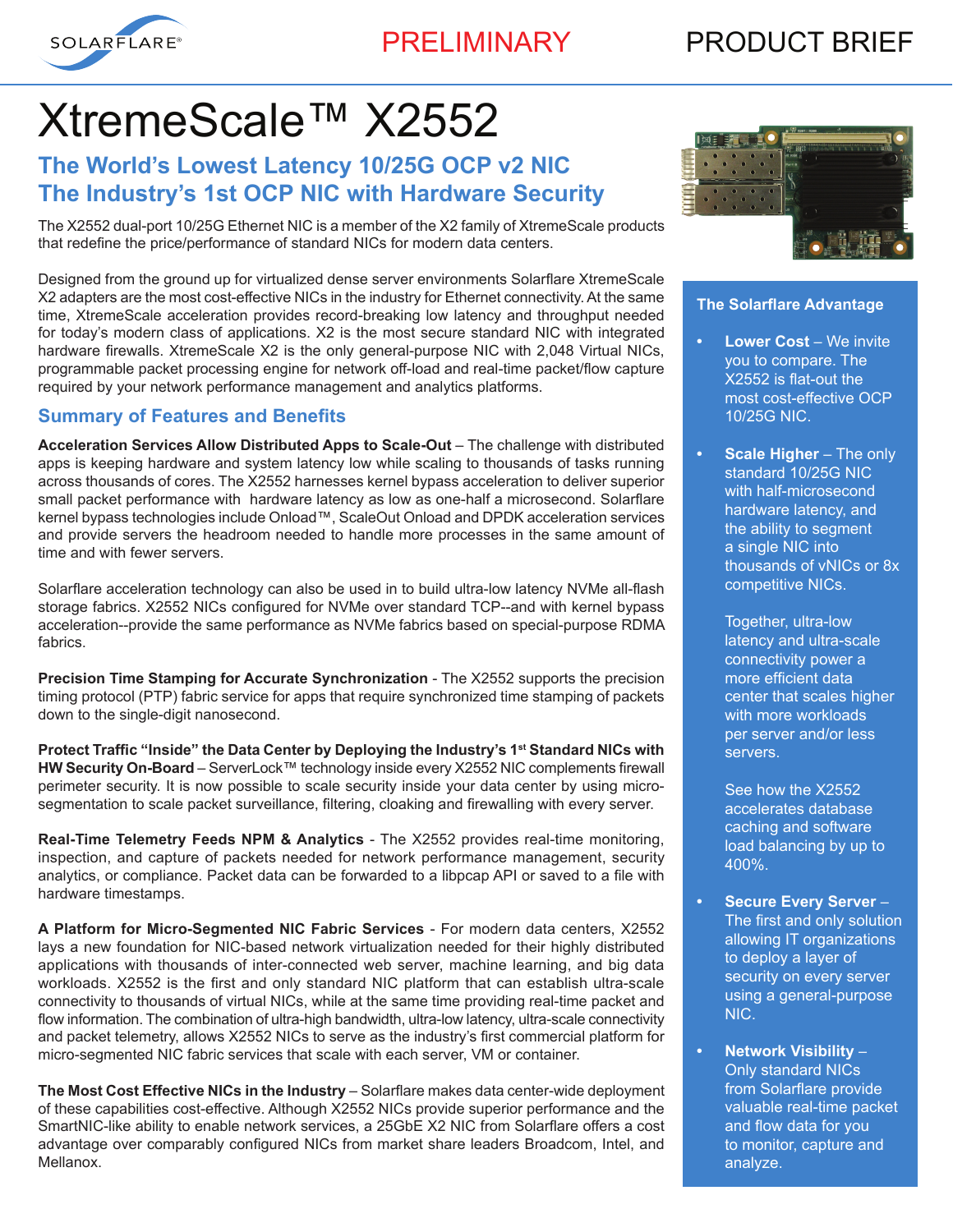SOLARFLARE

PRELIMINARY

PRODUCT BRIEF

# XtremeScale™ X2552

## The World's Lowest Latency 10/25G OCP v2 NIC
## The Industry's 1st OCP NIC with Hardware Security

The X2552 dual-port 10/25G Ethernet NIC is a member of the X2 family of XtremeScale products that redefine the price/performance of standard NICs for modern data centers.

Designed from the ground up for virtualized dense server environments Solarflare XtremeScale X2 adapters are the most cost-effective NICs in the industry for Ethernet connectivity. At the same time, XtremeScale acceleration provides record-breaking low latency and throughput needed for today's modern class of applications. X2 is the most secure standard NIC with integrated hardware firewalls. XtremeScale X2 is the only general-purpose NIC with 2,048 Virtual NICs, programmable packet processing engine for network off-load and real-time packet/flow capture required by your network performance management and analytics platforms.

## Summary of Features and Benefits

**Acceleration Services Allow Distributed Apps to Scale-Out** – The challenge with distributed apps is keeping hardware and system latency low while scaling to thousands of tasks running across thousands of cores. The X2552 harnesses kernel bypass acceleration to deliver superior small packet performance with hardware latency as low as one-half a microsecond. Solarflare kernel bypass technologies include Onload™, ScaleOut Onload and DPDK acceleration services and provide servers the headroom needed to handle more processes in the same amount of time and with fewer servers.

Solarflare acceleration technology can also be used in to build ultra-low latency NVMe all-flash storage fabrics. X2552 NICs configured for NVMe over standard TCP--and with kernel bypass acceleration--provide the same performance as NVMe fabrics based on special-purpose RDMA fabrics.

**Precision Time Stamping for Accurate Synchronization** - The X2552 supports the precision timing protocol (PTP) fabric service for apps that require synchronized time stamping of packets down to the single-digit nanosecond.

**Protect Traffic "Inside" the Data Center by Deploying the Industry's 1st Standard NICs with HW Security On-Board** – ServerLock™ technology inside every X2552 NIC complements firewall perimeter security. It is now possible to scale security inside your data center by using micro-segmentation to scale packet surveillance, filtering, cloaking and firewalling with every server.

**Real-Time Telemetry Feeds NPM & Analytics** - The X2552 provides real-time monitoring, inspection, and capture of packets needed for network performance management, security analytics, or compliance. Packet data can be forwarded to a libpcap API or saved to a file with hardware timestamps.

**A Platform for Micro-Segmented NIC Fabric Services** - For modern data centers, X2552 lays a new foundation for NIC-based network virtualization needed for their highly distributed applications with thousands of inter-connected web server, machine learning, and big data workloads. X2552 is the first and only standard NIC platform that can establish ultra-scale connectivity to thousands of virtual NICs, while at the same time providing real-time packet and flow information. The combination of ultra-high bandwidth, ultra-low latency, ultra-scale connectivity and packet telemetry, allows X2552 NICs to serve as the industry's first commercial platform for micro-segmented NIC fabric services that scale with each server, VM or container.

**The Most Cost Effective NICs in the Industry** – Solarflare makes data center-wide deployment of these capabilities cost-effective. Although X2552 NICs provide superior performance and the SmartNIC-like ability to enable network services, a 25GbE X2 NIC from Solarflare offers a cost advantage over comparably configured NICs from market share leaders Broadcom, Intel, and Mellanox.

### The Solarflare Advantage

- **Lower Cost** – We invite you to compare. The X2552 is flat-out the most cost-effective OCP 10/25G NIC.
- **Scale Higher** – The only standard 10/25G NIC with half-microsecond hardware latency, and the ability to segment a single NIC into thousands of vNICs or 8x competitive NICs.

  Together, ultra-low latency and ultra-scale connectivity power a more efficient data center that scales higher with more workloads per server and/or less servers.

  See how the X2552 accelerates database caching and software load balancing by up to 400%.
- **Secure Every Server** – The first and only solution allowing IT organizations to deploy a layer of security on every server using a general-purpose NIC.
- **Network Visibility** – Only standard NICs from Solarflare provide valuable real-time packet and flow data for you to monitor, capture and analyze.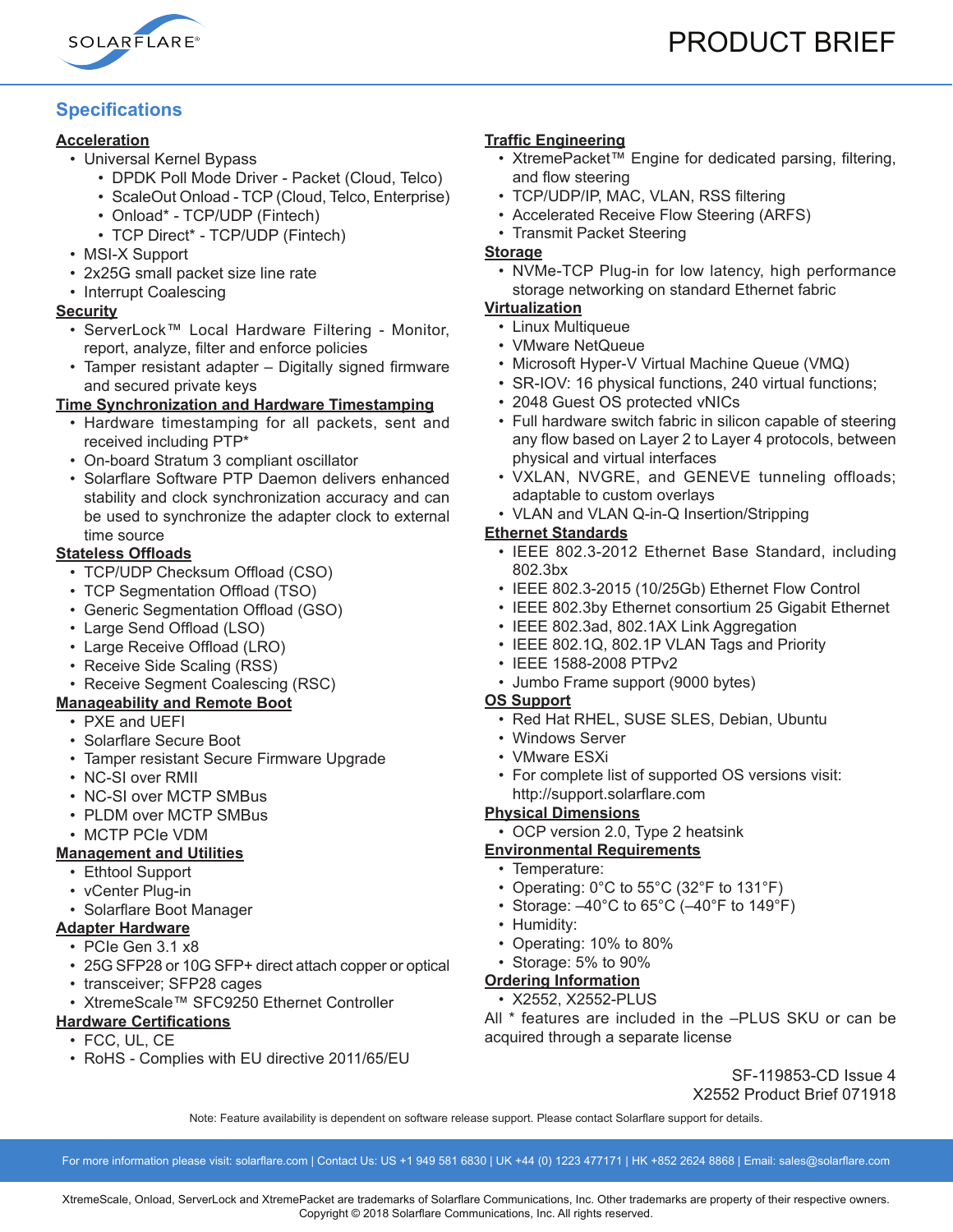## Specifications

### Acceleration

- Universal Kernel Bypass
  - DPDK Poll Mode Driver - Packet (Cloud, Telco)
  - ScaleOut Onload - TCP (Cloud, Telco, Enterprise)
  - Onload* - TCP/UDP (Fintech)
  - TCP Direct* - TCP/UDP (Fintech)
- MSI-X Support
- 2x25G small packet size line rate
- Interrupt Coalescing

### Security

- ServerLock™ Local Hardware Filtering - Monitor, report, analyze, filter and enforce policies
- Tamper resistant adapter – Digitally signed firmware and secured private keys

### Time Synchronization and Hardware Timestamping

- Hardware timestamping for all packets, sent and received including PTP*
- On-board Stratum 3 compliant oscillator
- Solarflare Software PTP Daemon delivers enhanced stability and clock synchronization accuracy and can be used to synchronize the adapter clock to external time source

### Stateless Offloads

- TCP/UDP Checksum Offload (CSO)
- TCP Segmentation Offload (TSO)
- Generic Segmentation Offload (GSO)
- Large Send Offload (LSO)
- Large Receive Offload (LRO)
- Receive Side Scaling (RSS)
- Receive Segment Coalescing (RSC)

### Manageability and Remote Boot

- PXE and UEFI
- Solarflare Secure Boot
- Tamper resistant Secure Firmware Upgrade
- NC-SI over RMII
- NC-SI over MCTP SMBus
- PLDM over MCTP SMBus
- MCTP PCIe VDM

### Management and Utilities

- Ethtool Support
- vCenter Plug-in
- Solarflare Boot Manager

### Adapter Hardware

- PCIe Gen 3.1 x8
- 25G SFP28 or 10G SFP+ direct attach copper or optical
- transceiver; SFP28 cages
- XtremeScale™ SFC9250 Ethernet Controller

### Hardware Certifications

- FCC, UL, CE
- RoHS - Complies with EU directive 2011/65/EU

### Traffic Engineering

- XtremePacket™ Engine for dedicated parsing, filtering, and flow steering
- TCP/UDP/IP, MAC, VLAN, RSS filtering
- Accelerated Receive Flow Steering (ARFS)
- Transmit Packet Steering

### Storage

- NVMe-TCP Plug-in for low latency, high performance storage networking on standard Ethernet fabric

### Virtualization

- Linux Multiqueue
- VMware NetQueue
- Microsoft Hyper-V Virtual Machine Queue (VMQ)
- SR-IOV: 16 physical functions, 240 virtual functions;
- 2048 Guest OS protected vNICs
- Full hardware switch fabric in silicon capable of steering any flow based on Layer 2 to Layer 4 protocols, between physical and virtual interfaces
- VXLAN, NVGRE, and GENEVE tunneling offloads; adaptable to custom overlays
- VLAN and VLAN Q-in-Q Insertion/Stripping

### Ethernet Standards

- IEEE 802.3-2012 Ethernet Base Standard, including 802.3bx
- IEEE 802.3-2015 (10/25Gb) Ethernet Flow Control
- IEEE 802.3by Ethernet consortium 25 Gigabit Ethernet
- IEEE 802.3ad, 802.1AX Link Aggregation
- IEEE 802.1Q, 802.1P VLAN Tags and Priority
- IEEE 1588-2008 PTPv2
- Jumbo Frame support (9000 bytes)

### OS Support

- Red Hat RHEL, SUSE SLES, Debian, Ubuntu
- Windows Server
- VMware ESXi
- For complete list of supported OS versions visit: http://support.solarflare.com

### Physical Dimensions

- OCP version 2.0, Type 2 heatsink

### Environmental Requirements

- Temperature:
- Operating: 0°C to 55°C (32°F to 131°F)
- Storage: –40°C to 65°C (–40°F to 149°F)
- Humidity:
- Operating: 10% to 80%
- Storage: 5% to 90%

### Ordering Information

- X2552, X2552-PLUS

All * features are included in the –PLUS SKU or can be acquired through a separate license

SF-119853-CD Issue 4
X2552 Product Brief 071918

Note: Feature availability is dependent on software release support. Please contact Solarflare support for details.

For more information please visit: solarflare.com | Contact Us: US +1 949 581 6830 | UK +44 (0) 1223 477171 | HK +852 2624 8868 | Email: sales@solarflare.com

XtremeScale, Onload, ServerLock and XtremePacket are trademarks of Solarflare Communications, Inc. Other trademarks are property of their respective owners.
Copyright © 2018 Solarflare Communications, Inc. All rights reserved.